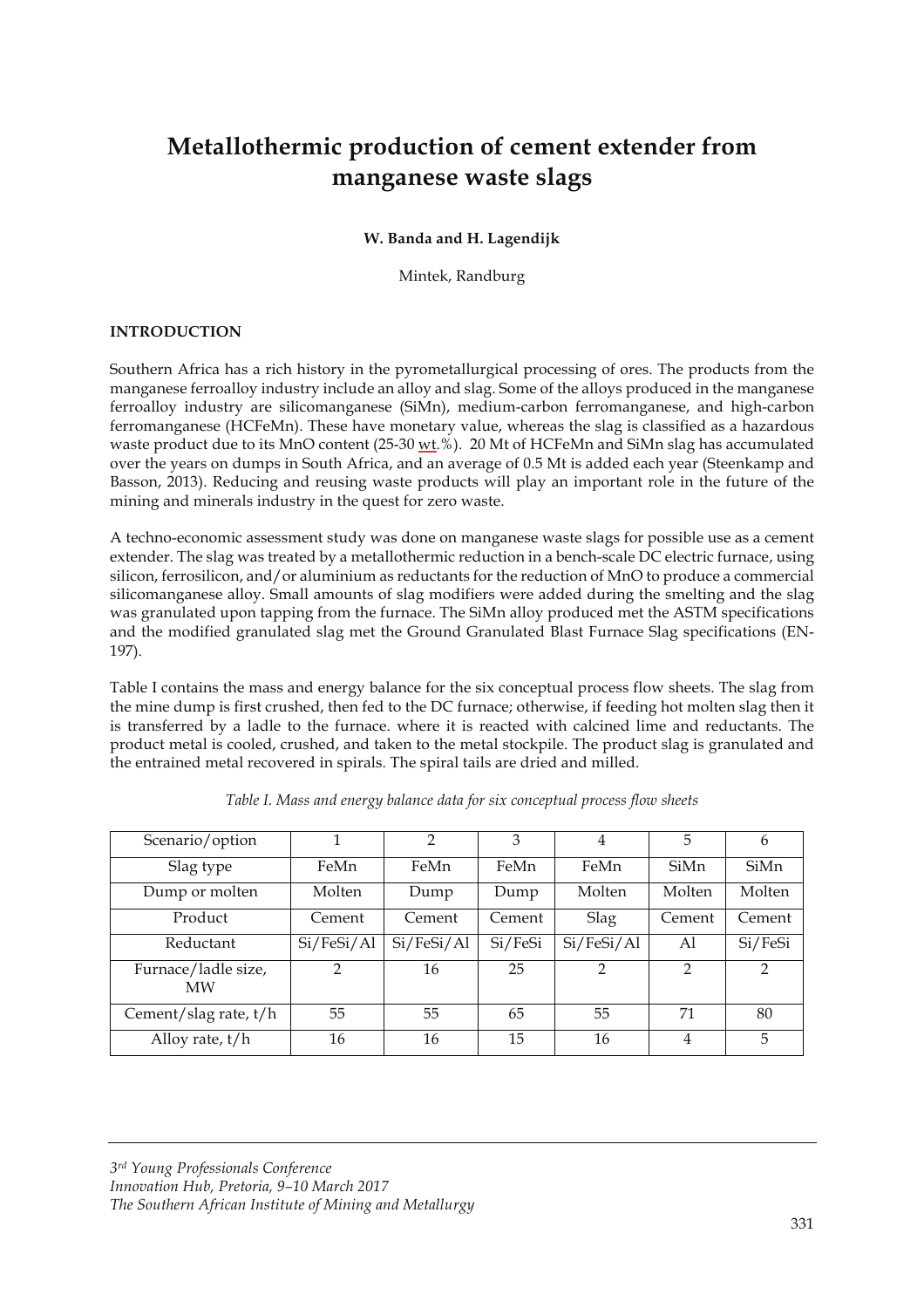# Metallothermic production of cement extender from manganese waste slags

**W. Banda and H. Lagendijk**

Mintek, Randburg

## INTRODUCTION

Southern Africa has a rich history in the pyrometallurgical processing of ores. The products from the manganese ferroalloy industry include an alloy and slag. Some of the alloys produced in the manganese ferroalloy industry are silicomanganese (SiMn), medium-carbon ferromanganese, and high-carbon ferromanganese (HCFeMn). These have monetary value, whereas the slag is classified as a hazardous waste product due to its MnO content (25-30 wt.%). 20 Mt of HCFeMn and SiMn slag has accumulated over the years on dumps in South Africa, and an average of 0.5 Mt is added each year (Steenkamp and Basson, 2013). Reducing and reusing waste products will play an important role in the future of the mining and minerals industry in the quest for zero waste.

A techno-economic assessment study was done on manganese waste slags for possible use as a cement extender. The slag was treated by a metallothermic reduction in a bench-scale DC electric furnace, using silicon, ferrosilicon, and/or aluminium as reductants for the reduction of MnO to produce a commercial silicomanganese alloy. Small amounts of slag modifiers were added during the smelting and the slag was granulated upon tapping from the furnace. The SiMn alloy produced met the ASTM specifications and the modified granulated slag met the Ground Granulated Blast Furnace Slag specifications (EN-197).

Table I contains the mass and energy balance for the six conceptual process flow sheets. The slag from the mine dump is first crushed, then fed to the DC furnace; otherwise, if feeding hot molten slag then it is transferred by a ladle to the furnace. where it is reacted with calcined lime and reductants. The product metal is cooled, crushed, and taken to the metal stockpile. The product slag is granulated and the entrained metal recovered in spirals. The spiral tails are dried and milled.

*Table I. Mass and energy balance data for six conceptual process flow sheets*

| Scenario/option | 1 | 2 | 3 | 4 | 5 | 6 |
|---|---|---|---|---|---|---|
| Slag type | FeMn | FeMn | FeMn | FeMn | SiMn | SiMn |
| Dump or molten | Molten | Dump | Dump | Molten | Molten | Molten |
| Product | Cement | Cement | Cement | Slag | Cement | Cement |
| Reductant | Si/FeSi/Al | Si/FeSi/Al | Si/FeSi | Si/FeSi/Al | Al | Si/FeSi |
| Furnace/ladle size, MW | 2 | 16 | 25 | 2 | 2 | 2 |
| Cement/slag rate, t/h | 55 | 55 | 65 | 55 | 71 | 80 |
| Alloy rate, t/h | 16 | 16 | 15 | 16 | 4 | 5 |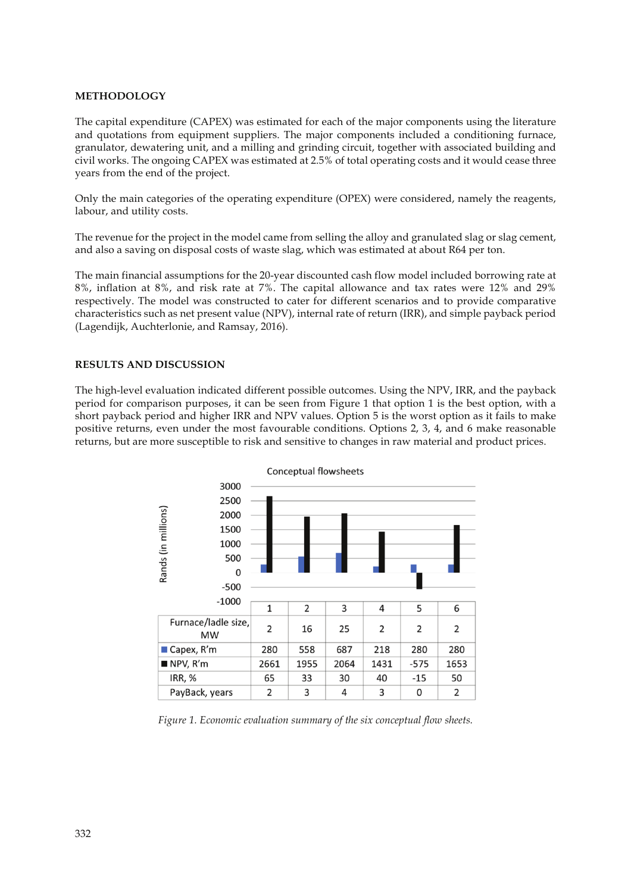## METHODOLOGY

The capital expenditure (CAPEX) was estimated for each of the major components using the literature and quotations from equipment suppliers. The major components included a conditioning furnace, granulator, dewatering unit, and a milling and grinding circuit, together with associated building and civil works. The ongoing CAPEX was estimated at 2.5% of total operating costs and it would cease three years from the end of the project.

Only the main categories of the operating expenditure (OPEX) were considered, namely the reagents, labour, and utility costs.

The revenue for the project in the model came from selling the alloy and granulated slag or slag cement, and also a saving on disposal costs of waste slag, which was estimated at about R64 per ton.

The main financial assumptions for the 20-year discounted cash flow model included borrowing rate at 8%, inflation at 8%, and risk rate at 7%. The capital allowance and tax rates were 12% and 29% respectively. The model was constructed to cater for different scenarios and to provide comparative characteristics such as net present value (NPV), internal rate of return (IRR), and simple payback period (Lagendijk, Auchterlonie, and Ramsay, 2016).

## RESULTS AND DISCUSSION

The high-level evaluation indicated different possible outcomes. Using the NPV, IRR, and the payback period for comparison purposes, it can be seen from Figure 1 that option 1 is the best option, with a short payback period and higher IRR and NPV values. Option 5 is the worst option as it fails to make positive returns, even under the most favourable conditions. Options 2, 3, 4, and 6 make reasonable returns, but are more susceptible to risk and sensitive to changes in raw material and product prices.

Conceptual flowsheets

| | 1 | 2 | 3 | 4 | 5 | 6 |
|---|---|---|---|---|---|---|
| Furnace/ladle size, MW | 2 | 16 | 25 | 2 | 2 | 2 |
| Capex, R'm | 280 | 558 | 687 | 218 | 280 | 280 |
| NPV, R'm | 2661 | 1955 | 2064 | 1431 | -575 | 1653 |
| IRR, % | 65 | 33 | 30 | 40 | -15 | 50 |
| PayBack, years | 2 | 3 | 4 | 3 | 0 | 2 |

*Figure 1. Economic evaluation summary of the six conceptual flow sheets.*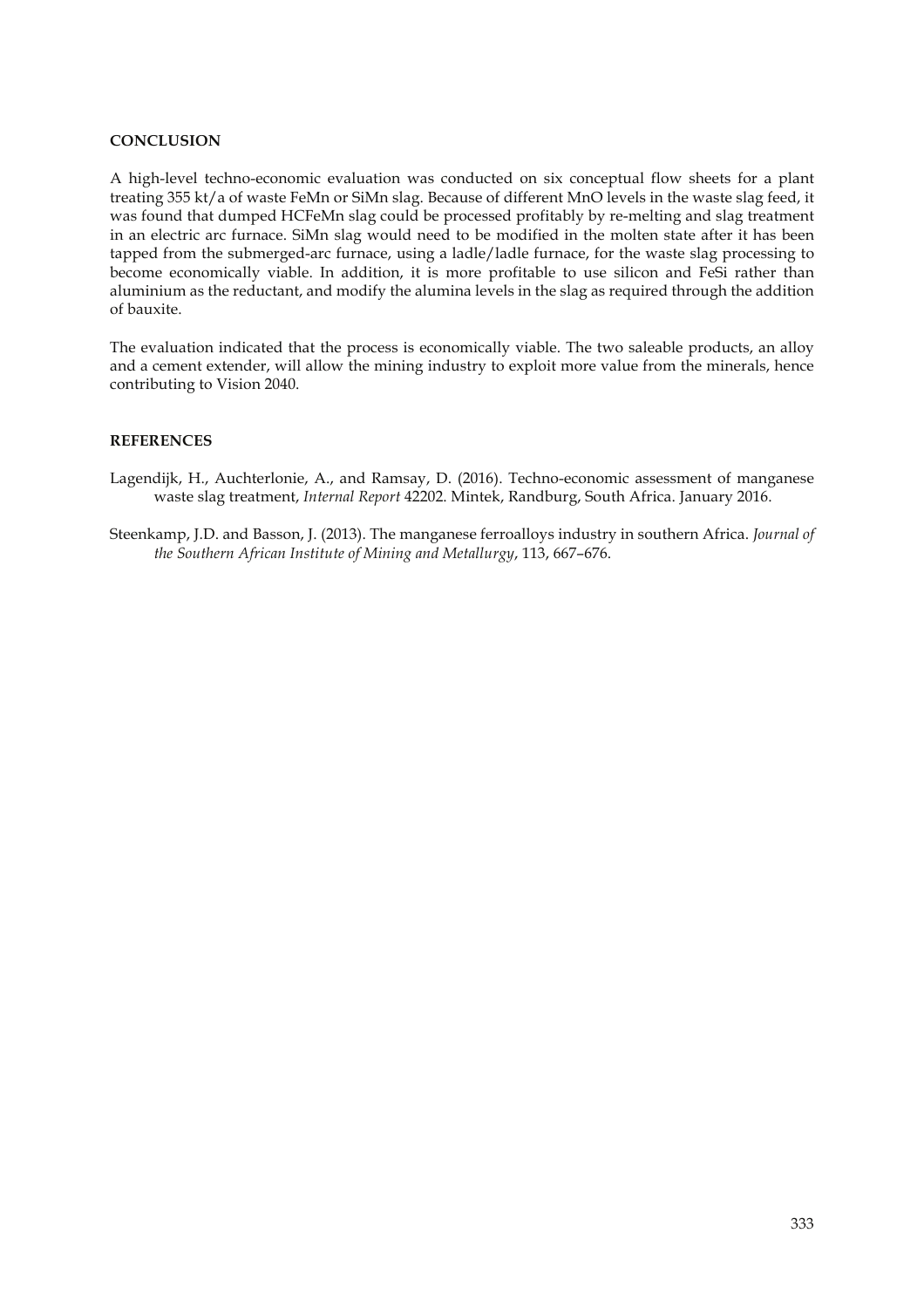## CONCLUSION

A high-level techno-economic evaluation was conducted on six conceptual flow sheets for a plant treating 355 kt/a of waste FeMn or SiMn slag. Because of different MnO levels in the waste slag feed, it was found that dumped HCFeMn slag could be processed profitably by re-melting and slag treatment in an electric arc furnace. SiMn slag would need to be modified in the molten state after it has been tapped from the submerged-arc furnace, using a ladle/ladle furnace, for the waste slag processing to become economically viable. In addition, it is more profitable to use silicon and FeSi rather than aluminium as the reductant, and modify the alumina levels in the slag as required through the addition of bauxite.

The evaluation indicated that the process is economically viable. The two saleable products, an alloy and a cement extender, will allow the mining industry to exploit more value from the minerals, hence contributing to Vision 2040.

## REFERENCES

Lagendijk, H., Auchterlonie, A., and Ramsay, D. (2016). Techno-economic assessment of manganese waste slag treatment, *Internal Report* 42202. Mintek, Randburg, South Africa. January 2016.

Steenkamp, J.D. and Basson, J. (2013). The manganese ferroalloys industry in southern Africa. *Journal of the Southern African Institute of Mining and Metallurgy*, 113, 667–676.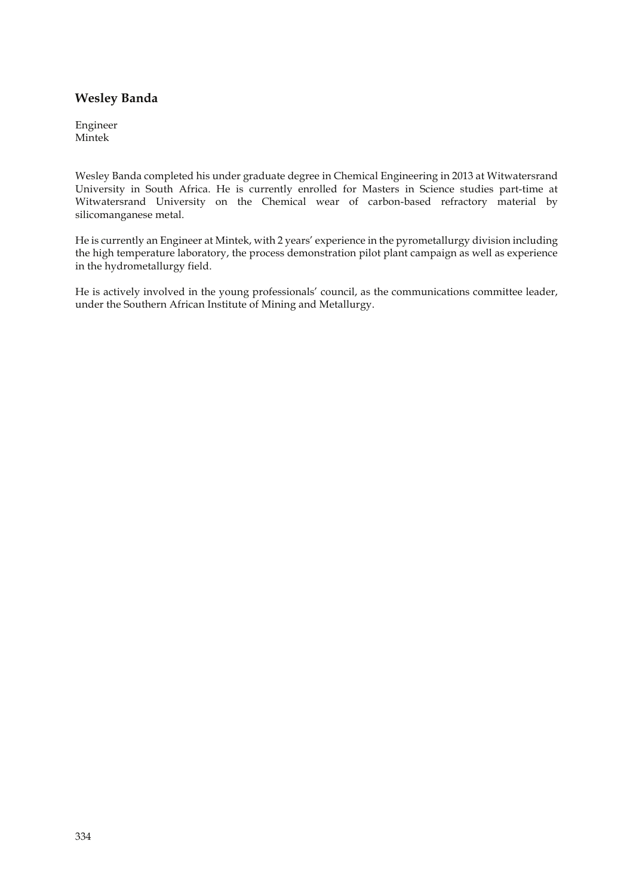### Wesley Banda

Engineer
Mintek

Wesley Banda completed his under graduate degree in Chemical Engineering in 2013 at Witwatersrand University in South Africa. He is currently enrolled for Masters in Science studies part-time at Witwatersrand University on the Chemical wear of carbon-based refractory material by silicomanganese metal.

He is currently an Engineer at Mintek, with 2 years' experience in the pyrometallurgy division including the high temperature laboratory, the process demonstration pilot plant campaign as well as experience in the hydrometallurgy field.

He is actively involved in the young professionals' council, as the communications committee leader, under the Southern African Institute of Mining and Metallurgy.